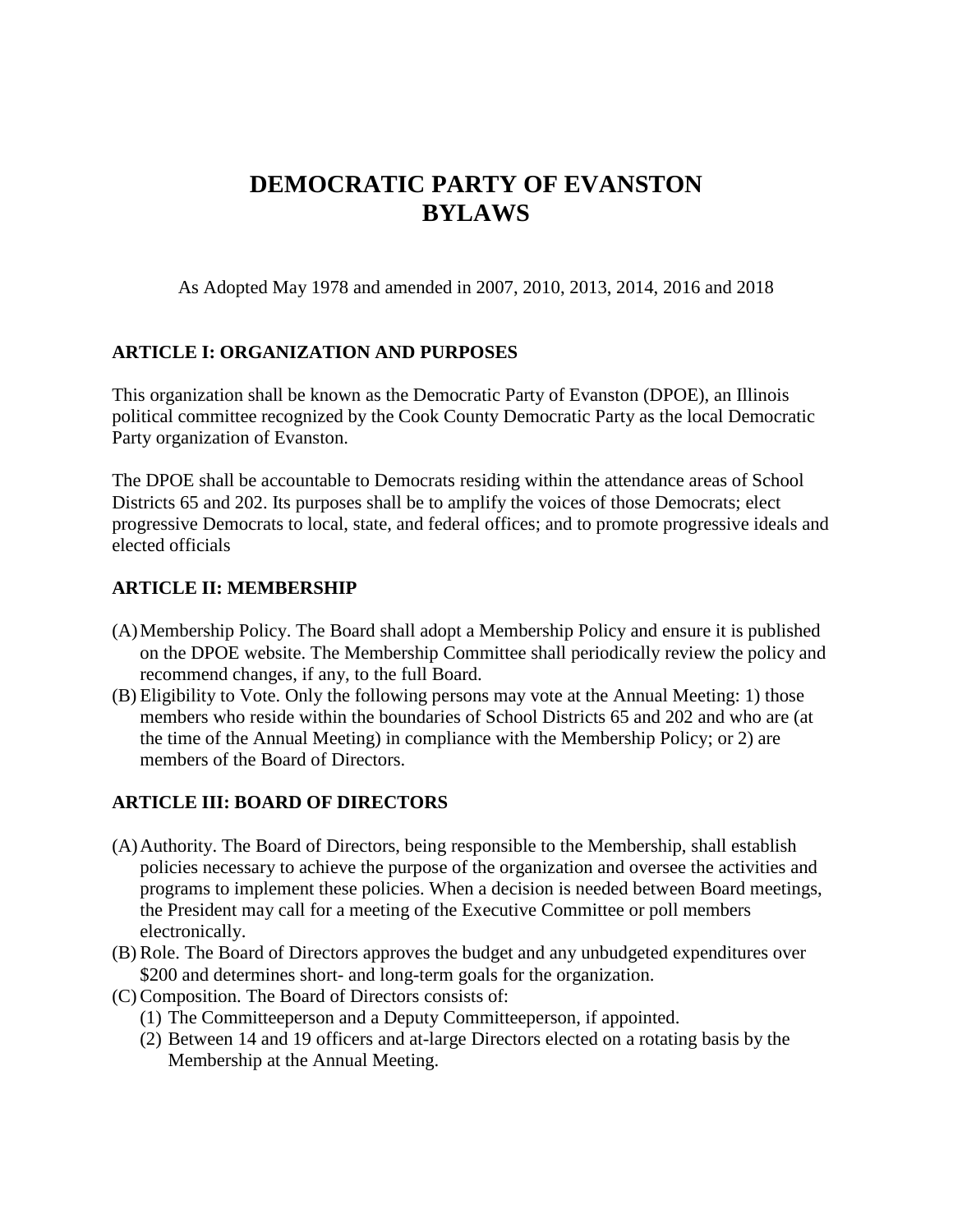# DEMOCRATIC PARTY OF EVANSTON BYLAWS

As Adopted May 1978 and amended in 2007, 2010, 2013, 2014, 2016 and 2018

## ARTICLE I: ORGANIZATION AND PURPOSES

This organization shall be known as the Democratic Party of Evanston (DPOE), an Illinois political committee recognized by the Cook County Democratic Party as the local Democratic Party organization of Evanston.

The DPOE shall be accountable to Democrats residing within the attendance areas of School Districts 65 and 202. Its purposes shall be to amplify the voices of those Democrats; elect progressive Democrats to local, state, and federal offices; and to promote progressive ideals and elected officials

## ARTICLE II: MEMBERSHIP

(A) Membership Policy. The Board shall adopt a Membership Policy and ensure it is published on the DPOE website. The Membership Committee shall periodically review the policy and recommend changes, if any, to the full Board.

(B) Eligibility to Vote. Only the following persons may vote at the Annual Meeting: 1) those members who reside within the boundaries of School Districts 65 and 202 and who are (at the time of the Annual Meeting) in compliance with the Membership Policy; or 2) are members of the Board of Directors.

## ARTICLE III: BOARD OF DIRECTORS

(A) Authority. The Board of Directors, being responsible to the Membership, shall establish policies necessary to achieve the purpose of the organization and oversee the activities and programs to implement these policies. When a decision is needed between Board meetings, the President may call for a meeting of the Executive Committee or poll members electronically.

(B) Role. The Board of Directors approves the budget and any unbudgeted expenditures over $200 and determines short- and long-term goals for the organization.

(C) Composition. The Board of Directors consists of:
   (1) The Committeeperson and a Deputy Committeeperson, if appointed.
   (2) Between 14 and 19 officers and at-large Directors elected on a rotating basis by the Membership at the Annual Meeting.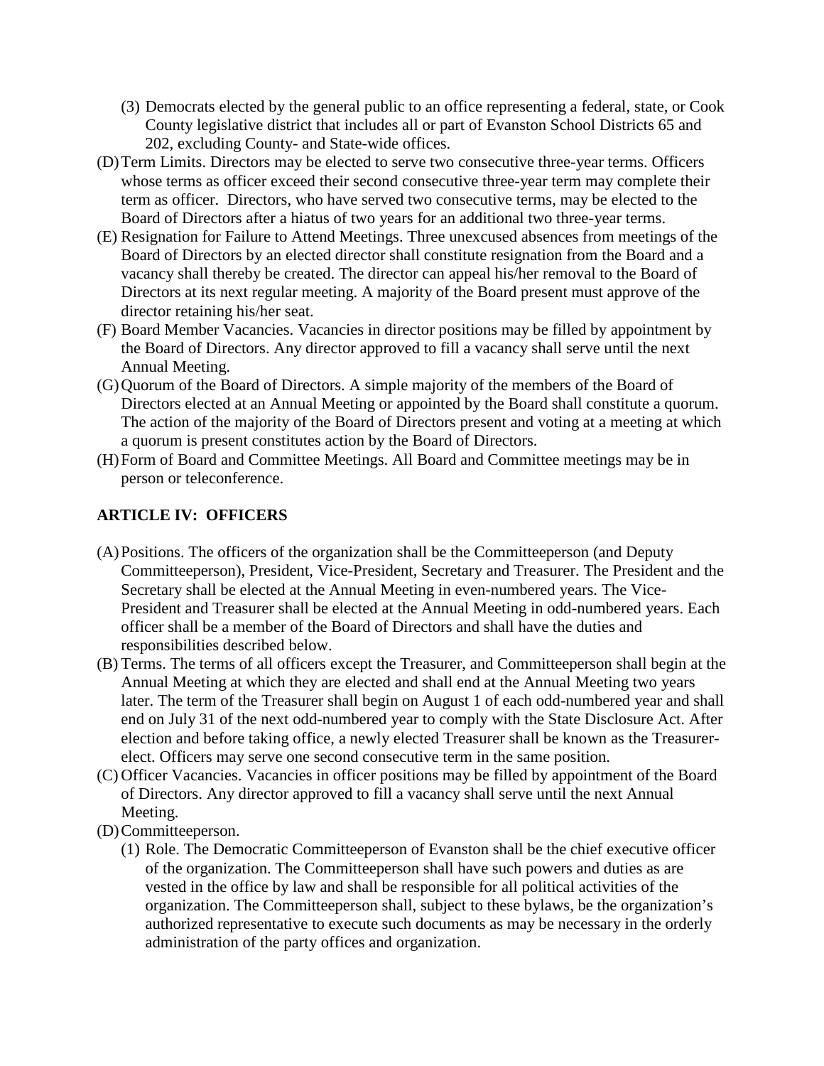(3) Democrats elected by the general public to an office representing a federal, state, or Cook County legislative district that includes all or part of Evanston School Districts 65 and 202, excluding County- and State-wide offices.

(D) Term Limits. Directors may be elected to serve two consecutive three-year terms. Officers whose terms as officer exceed their second consecutive three-year term may complete their term as officer. Directors, who have served two consecutive terms, may be elected to the Board of Directors after a hiatus of two years for an additional two three-year terms.

(E) Resignation for Failure to Attend Meetings. Three unexcused absences from meetings of the Board of Directors by an elected director shall constitute resignation from the Board and a vacancy shall thereby be created. The director can appeal his/her removal to the Board of Directors at its next regular meeting. A majority of the Board present must approve of the director retaining his/her seat.

(F) Board Member Vacancies. Vacancies in director positions may be filled by appointment by the Board of Directors. Any director approved to fill a vacancy shall serve until the next Annual Meeting.

(G) Quorum of the Board of Directors. A simple majority of the members of the Board of Directors elected at an Annual Meeting or appointed by the Board shall constitute a quorum. The action of the majority of the Board of Directors present and voting at a meeting at which a quorum is present constitutes action by the Board of Directors.

(H) Form of Board and Committee Meetings. All Board and Committee meetings may be in person or teleconference.

## ARTICLE IV: OFFICERS

(A) Positions. The officers of the organization shall be the Committeeperson (and Deputy Committeeperson), President, Vice-President, Secretary and Treasurer. The President and the Secretary shall be elected at the Annual Meeting in even-numbered years. The Vice-President and Treasurer shall be elected at the Annual Meeting in odd-numbered years. Each officer shall be a member of the Board of Directors and shall have the duties and responsibilities described below.

(B) Terms. The terms of all officers except the Treasurer, and Committeeperson shall begin at the Annual Meeting at which they are elected and shall end at the Annual Meeting two years later. The term of the Treasurer shall begin on August 1 of each odd-numbered year and shall end on July 31 of the next odd-numbered year to comply with the State Disclosure Act. After election and before taking office, a newly elected Treasurer shall be known as the Treasurer-elect. Officers may serve one second consecutive term in the same position.

(C) Officer Vacancies. Vacancies in officer positions may be filled by appointment of the Board of Directors. Any director approved to fill a vacancy shall serve until the next Annual Meeting.

(D) Committeeperson.

(1) Role. The Democratic Committeeperson of Evanston shall be the chief executive officer of the organization. The Committeeperson shall have such powers and duties as are vested in the office by law and shall be responsible for all political activities of the organization. The Committeeperson shall, subject to these bylaws, be the organization's authorized representative to execute such documents as may be necessary in the orderly administration of the party offices and organization.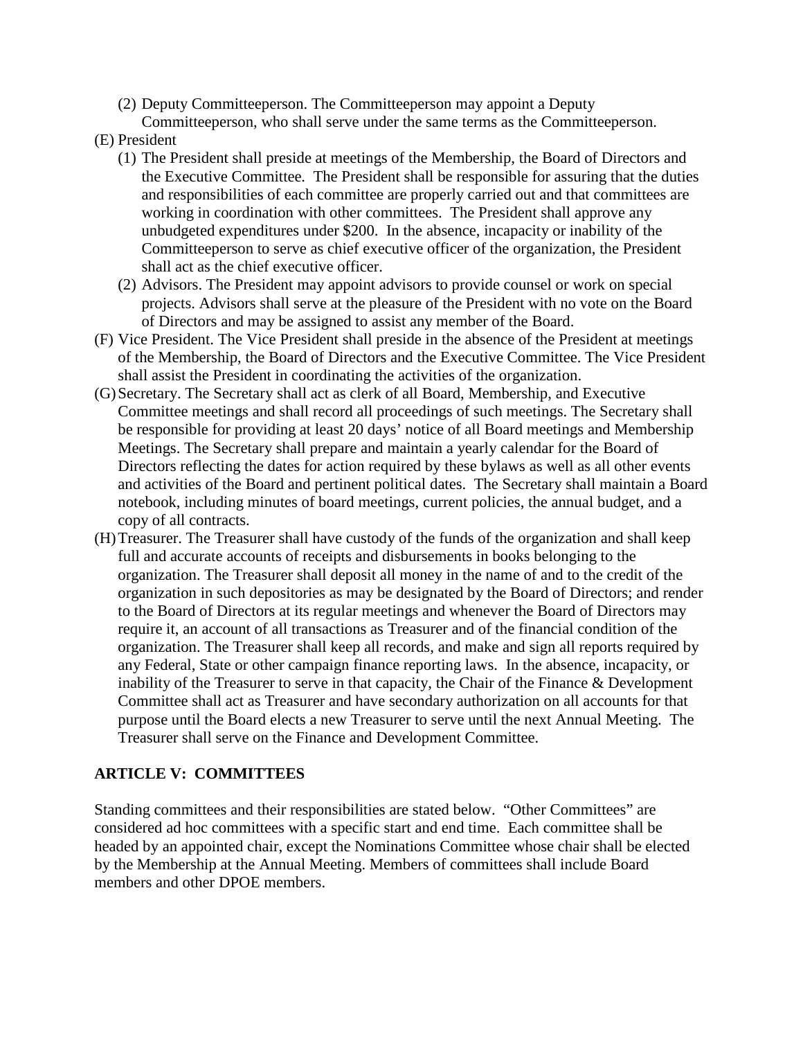(2) Deputy Committeeperson. The Committeeperson may appoint a Deputy Committeeperson, who shall serve under the same terms as the Committeeperson.

(E) President

(1) The President shall preside at meetings of the Membership, the Board of Directors and the Executive Committee. The President shall be responsible for assuring that the duties and responsibilities of each committee are properly carried out and that committees are working in coordination with other committees. The President shall approve any unbudgeted expenditures under $200. In the absence, incapacity or inability of the Committeeperson to serve as chief executive officer of the organization, the President shall act as the chief executive officer.

(2) Advisors. The President may appoint advisors to provide counsel or work on special projects. Advisors shall serve at the pleasure of the President with no vote on the Board of Directors and may be assigned to assist any member of the Board.

(F) Vice President. The Vice President shall preside in the absence of the President at meetings of the Membership, the Board of Directors and the Executive Committee. The Vice President shall assist the President in coordinating the activities of the organization.

(G) Secretary. The Secretary shall act as clerk of all Board, Membership, and Executive Committee meetings and shall record all proceedings of such meetings. The Secretary shall be responsible for providing at least 20 days' notice of all Board meetings and Membership Meetings. The Secretary shall prepare and maintain a yearly calendar for the Board of Directors reflecting the dates for action required by these bylaws as well as all other events and activities of the Board and pertinent political dates. The Secretary shall maintain a Board notebook, including minutes of board meetings, current policies, the annual budget, and a copy of all contracts.

(H) Treasurer. The Treasurer shall have custody of the funds of the organization and shall keep full and accurate accounts of receipts and disbursements in books belonging to the organization. The Treasurer shall deposit all money in the name of and to the credit of the organization in such depositories as may be designated by the Board of Directors; and render to the Board of Directors at its regular meetings and whenever the Board of Directors may require it, an account of all transactions as Treasurer and of the financial condition of the organization. The Treasurer shall keep all records, and make and sign all reports required by any Federal, State or other campaign finance reporting laws. In the absence, incapacity, or inability of the Treasurer to serve in that capacity, the Chair of the Finance & Development Committee shall act as Treasurer and have secondary authorization on all accounts for that purpose until the Board elects a new Treasurer to serve until the next Annual Meeting. The Treasurer shall serve on the Finance and Development Committee.

## ARTICLE V: COMMITTEES

Standing committees and their responsibilities are stated below. "Other Committees" are considered ad hoc committees with a specific start and end time. Each committee shall be headed by an appointed chair, except the Nominations Committee whose chair shall be elected by the Membership at the Annual Meeting. Members of committees shall include Board members and other DPOE members.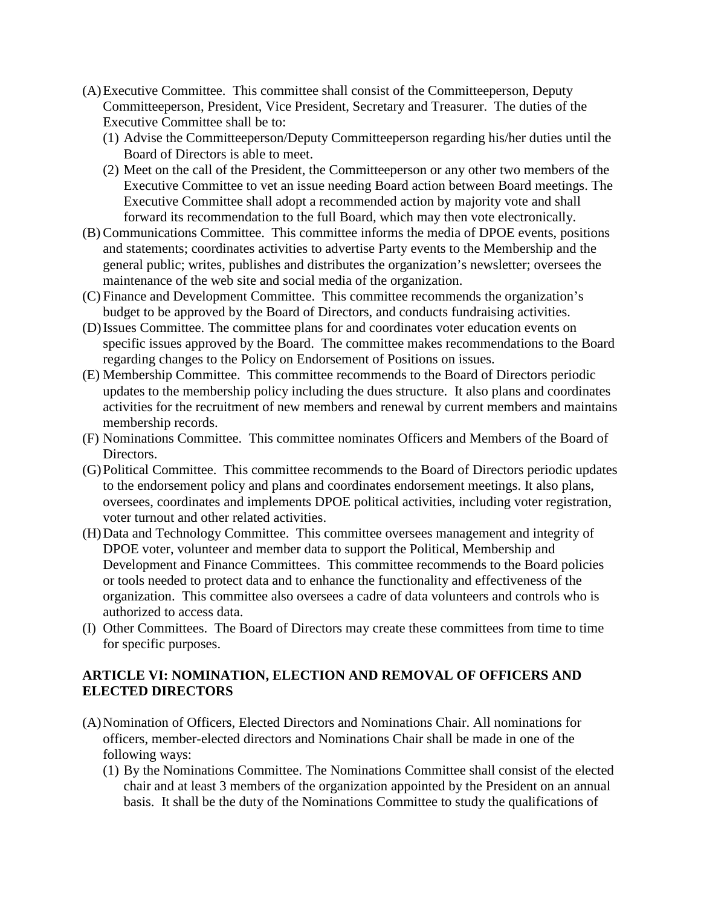(A) Executive Committee. This committee shall consist of the Committeeperson, Deputy Committeeperson, President, Vice President, Secretary and Treasurer. The duties of the Executive Committee shall be to:
   (1) Advise the Committeeperson/Deputy Committeeperson regarding his/her duties until the Board of Directors is able to meet.
   (2) Meet on the call of the President, the Committeeperson or any other two members of the Executive Committee to vet an issue needing Board action between Board meetings. The Executive Committee shall adopt a recommended action by majority vote and shall forward its recommendation to the full Board, which may then vote electronically.

(B) Communications Committee. This committee informs the media of DPOE events, positions and statements; coordinates activities to advertise Party events to the Membership and the general public; writes, publishes and distributes the organization's newsletter; oversees the maintenance of the web site and social media of the organization.

(C) Finance and Development Committee. This committee recommends the organization's budget to be approved by the Board of Directors, and conducts fundraising activities.

(D) Issues Committee. The committee plans for and coordinates voter education events on specific issues approved by the Board. The committee makes recommendations to the Board regarding changes to the Policy on Endorsement of Positions on issues.

(E) Membership Committee. This committee recommends to the Board of Directors periodic updates to the membership policy including the dues structure. It also plans and coordinates activities for the recruitment of new members and renewal by current members and maintains membership records.

(F) Nominations Committee. This committee nominates Officers and Members of the Board of Directors.

(G) Political Committee. This committee recommends to the Board of Directors periodic updates to the endorsement policy and plans and coordinates endorsement meetings. It also plans, oversees, coordinates and implements DPOE political activities, including voter registration, voter turnout and other related activities.

(H) Data and Technology Committee. This committee oversees management and integrity of DPOE voter, volunteer and member data to support the Political, Membership and Development and Finance Committees. This committee recommends to the Board policies or tools needed to protect data and to enhance the functionality and effectiveness of the organization. This committee also oversees a cadre of data volunteers and controls who is authorized to access data.

(I) Other Committees. The Board of Directors may create these committees from time to time for specific purposes.

## ARTICLE VI: NOMINATION, ELECTION AND REMOVAL OF OFFICERS AND ELECTED DIRECTORS

(A) Nomination of Officers, Elected Directors and Nominations Chair. All nominations for officers, member-elected directors and Nominations Chair shall be made in one of the following ways:
   (1) By the Nominations Committee. The Nominations Committee shall consist of the elected chair and at least 3 members of the organization appointed by the President on an annual basis. It shall be the duty of the Nominations Committee to study the qualifications of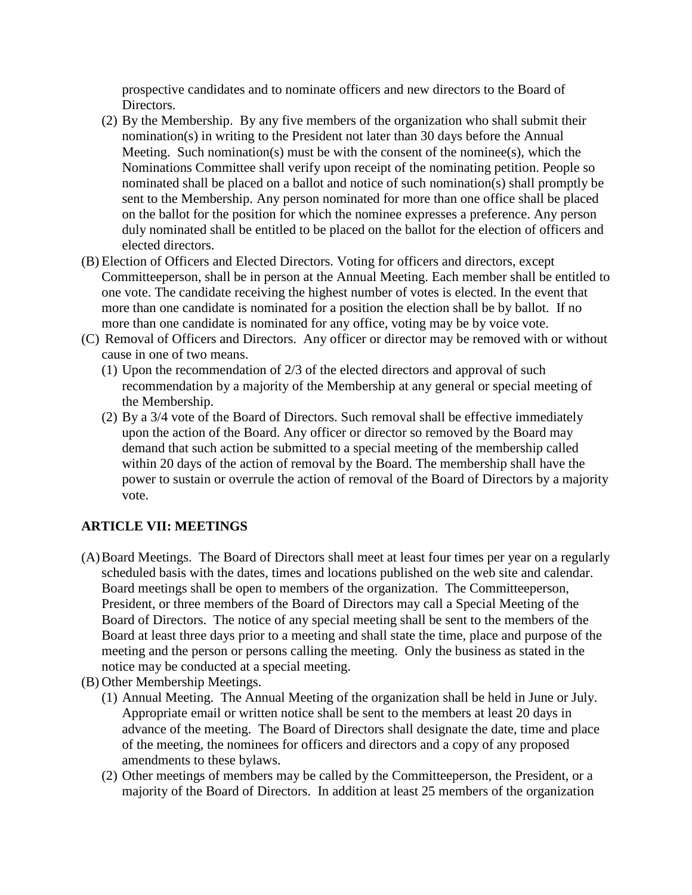prospective candidates and to nominate officers and new directors to the Board of Directors.

(2) By the Membership. By any five members of the organization who shall submit their nomination(s) in writing to the President not later than 30 days before the Annual Meeting. Such nomination(s) must be with the consent of the nominee(s), which the Nominations Committee shall verify upon receipt of the nominating petition. People so nominated shall be placed on a ballot and notice of such nomination(s) shall promptly be sent to the Membership. Any person nominated for more than one office shall be placed on the ballot for the position for which the nominee expresses a preference. Any person duly nominated shall be entitled to be placed on the ballot for the election of officers and elected directors.

(B) Election of Officers and Elected Directors. Voting for officers and directors, except Committeeperson, shall be in person at the Annual Meeting. Each member shall be entitled to one vote. The candidate receiving the highest number of votes is elected. In the event that more than one candidate is nominated for a position the election shall be by ballot. If no more than one candidate is nominated for any office, voting may be by voice vote.

(C) Removal of Officers and Directors. Any officer or director may be removed with or without cause in one of two means.

(1) Upon the recommendation of 2/3 of the elected directors and approval of such recommendation by a majority of the Membership at any general or special meeting of the Membership.

(2) By a 3/4 vote of the Board of Directors. Such removal shall be effective immediately upon the action of the Board. Any officer or director so removed by the Board may demand that such action be submitted to a special meeting of the membership called within 20 days of the action of removal by the Board. The membership shall have the power to sustain or overrule the action of removal of the Board of Directors by a majority vote.

## ARTICLE VII: MEETINGS

(A) Board Meetings. The Board of Directors shall meet at least four times per year on a regularly scheduled basis with the dates, times and locations published on the web site and calendar. Board meetings shall be open to members of the organization. The Committeeperson, President, or three members of the Board of Directors may call a Special Meeting of the Board of Directors. The notice of any special meeting shall be sent to the members of the Board at least three days prior to a meeting and shall state the time, place and purpose of the meeting and the person or persons calling the meeting. Only the business as stated in the notice may be conducted at a special meeting.

(B) Other Membership Meetings.

(1) Annual Meeting. The Annual Meeting of the organization shall be held in June or July. Appropriate email or written notice shall be sent to the members at least 20 days in advance of the meeting. The Board of Directors shall designate the date, time and place of the meeting, the nominees for officers and directors and a copy of any proposed amendments to these bylaws.

(2) Other meetings of members may be called by the Committeeperson, the President, or a majority of the Board of Directors. In addition at least 25 members of the organization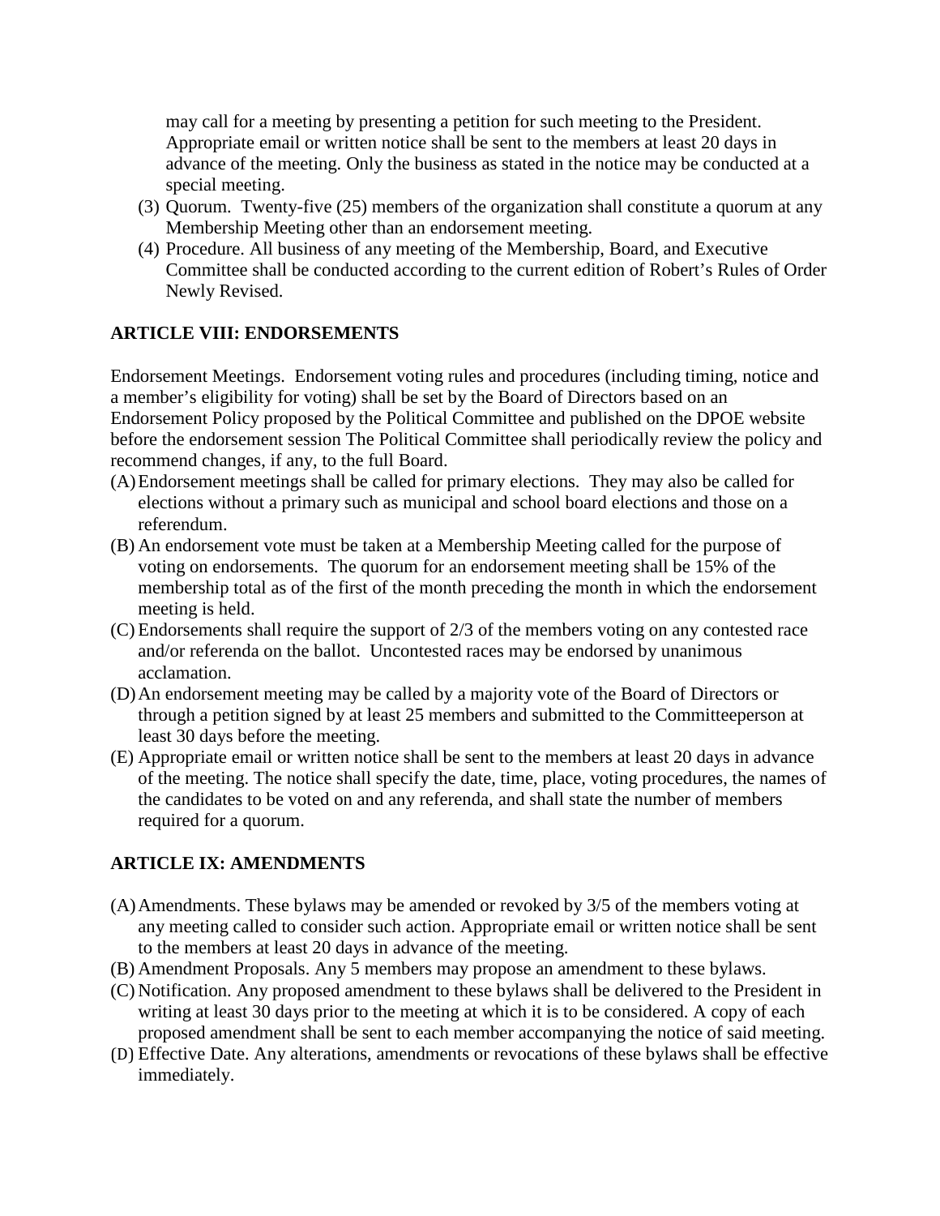may call for a meeting by presenting a petition for such meeting to the President. Appropriate email or written notice shall be sent to the members at least 20 days in advance of the meeting. Only the business as stated in the notice may be conducted at a special meeting.

(3) Quorum. Twenty-five (25) members of the organization shall constitute a quorum at any Membership Meeting other than an endorsement meeting.

(4) Procedure. All business of any meeting of the Membership, Board, and Executive Committee shall be conducted according to the current edition of Robert's Rules of Order Newly Revised.

**ARTICLE VIII: ENDORSEMENTS**

Endorsement Meetings. Endorsement voting rules and procedures (including timing, notice and a member's eligibility for voting) shall be set by the Board of Directors based on an Endorsement Policy proposed by the Political Committee and published on the DPOE website before the endorsement session The Political Committee shall periodically review the policy and recommend changes, if any, to the full Board.

(A) Endorsement meetings shall be called for primary elections. They may also be called for elections without a primary such as municipal and school board elections and those on a referendum.

(B) An endorsement vote must be taken at a Membership Meeting called for the purpose of voting on endorsements. The quorum for an endorsement meeting shall be 15% of the membership total as of the first of the month preceding the month in which the endorsement meeting is held.

(C) Endorsements shall require the support of 2/3 of the members voting on any contested race and/or referenda on the ballot. Uncontested races may be endorsed by unanimous acclamation.

(D) An endorsement meeting may be called by a majority vote of the Board of Directors or through a petition signed by at least 25 members and submitted to the Committeeperson at least 30 days before the meeting.

(E) Appropriate email or written notice shall be sent to the members at least 20 days in advance of the meeting. The notice shall specify the date, time, place, voting procedures, the names of the candidates to be voted on and any referenda, and shall state the number of members required for a quorum.

**ARTICLE IX: AMENDMENTS**

(A) Amendments. These bylaws may be amended or revoked by 3/5 of the members voting at any meeting called to consider such action. Appropriate email or written notice shall be sent to the members at least 20 days in advance of the meeting.

(B) Amendment Proposals. Any 5 members may propose an amendment to these bylaws.

(C) Notification. Any proposed amendment to these bylaws shall be delivered to the President in writing at least 30 days prior to the meeting at which it is to be considered. A copy of each proposed amendment shall be sent to each member accompanying the notice of said meeting.

(D) Effective Date. Any alterations, amendments or revocations of these bylaws shall be effective immediately.